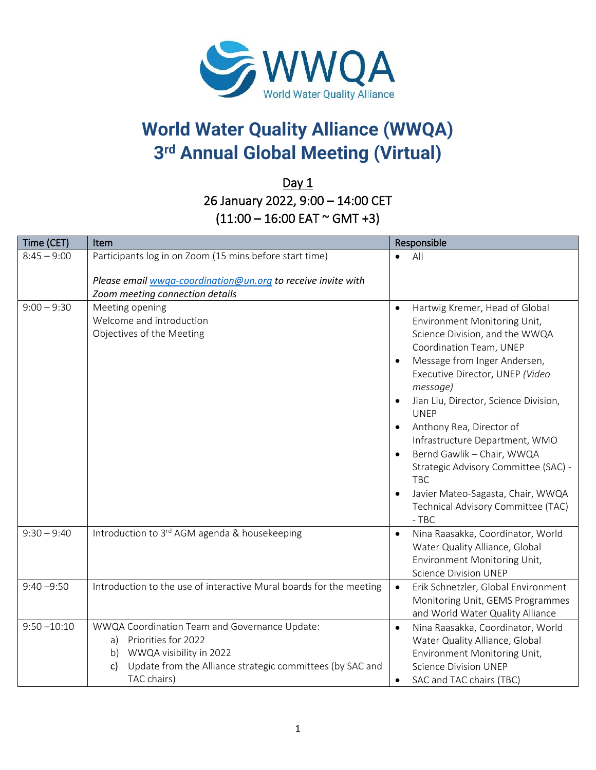# World Water Quality Alliance (WWQA)
# 3rd Annual Global Meeting (Virtual)

## Day 1

**26 January 2022, 9:00 – 14:00 CET**
**(11:00 – 16:00 EAT ~ GMT +3)**

| Time (CET) | Item | Responsible |
|---|---|---|
| 8:45 – 9:00 | Participants log in on Zoom (15 mins before start time)<br><br>*Please email wwqa-coordination@un.org to receive invite with Zoom meeting connection details* | • All |
| 9:00 – 9:30 | Meeting opening<br>Welcome and introduction<br>Objectives of the Meeting | • Hartwig Kremer, Head of Global Environment Monitoring Unit, Science Division, and the WWQA Coordination Team, UNEP<br>• Message from Inger Andersen, Executive Director, UNEP *(Video message)*<br>• Jian Liu, Director, Science Division, UNEP<br>• Anthony Rea, Director of Infrastructure Department, WMO<br>• Bernd Gawlik – Chair, WWQA Strategic Advisory Committee (SAC) - TBC<br>• Javier Mateo-Sagasta, Chair, WWQA Technical Advisory Committee (TAC) - TBC |
| 9:30 – 9:40 | Introduction to 3rd AGM agenda & housekeeping | • Nina Raasakka, Coordinator, World Water Quality Alliance, Global Environment Monitoring Unit, Science Division UNEP |
| 9:40 –9:50 | Introduction to the use of interactive Mural boards for the meeting | • Erik Schnetzler, Global Environment Monitoring Unit, GEMS Programmes and World Water Quality Alliance |
| 9:50 –10:10 | WWQA Coordination Team and Governance Update:<br>a) Priorities for 2022<br>b) WWQA visibility in 2022<br>c) Update from the Alliance strategic committees (by SAC and TAC chairs) | • Nina Raasakka, Coordinator, World Water Quality Alliance, Global Environment Monitoring Unit, Science Division UNEP<br>• SAC and TAC chairs (TBC) |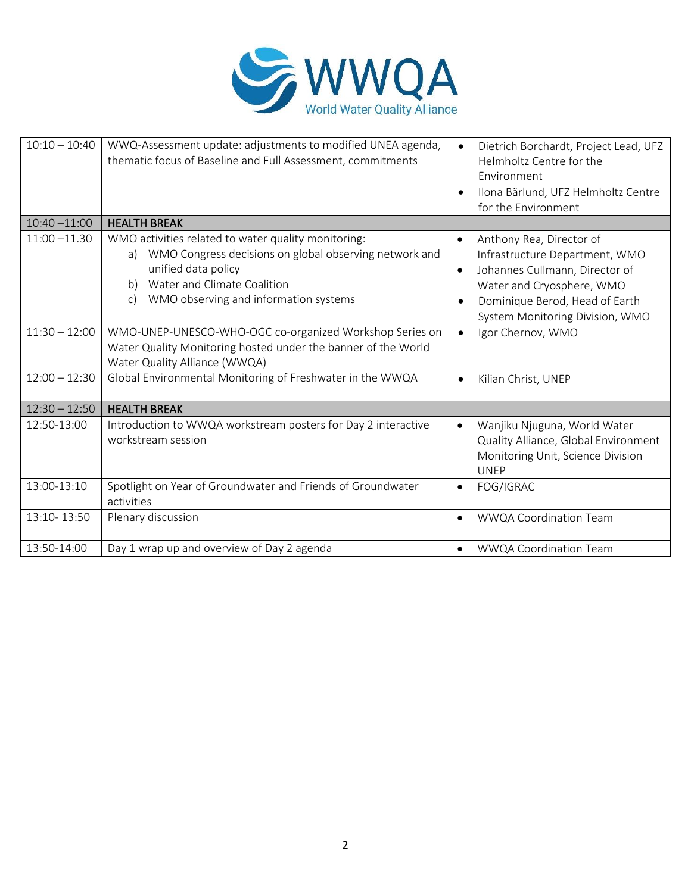| 10:10 – 10:40 | WWQ-Assessment update: adjustments to modified UNEA agenda, thematic focus of Baseline and Full Assessment, commitments | • Dietrich Borchardt, Project Lead, UFZ Helmholtz Centre for the Environment<br>• Ilona Bärlund, UFZ Helmholtz Centre for the Environment |
|---|---|---|
| 10:40 –11:00 | **HEALTH BREAK** | |
| 11:00 –11.30 | WMO activities related to water quality monitoring:<br>a) WMO Congress decisions on global observing network and unified data policy<br>b) Water and Climate Coalition<br>c) WMO observing and information systems | • Anthony Rea, Director of Infrastructure Department, WMO<br>• Johannes Cullmann, Director of Water and Cryosphere, WMO<br>• Dominique Berod, Head of Earth System Monitoring Division, WMO |
| 11:30 – 12:00 | WMO-UNEP-UNESCO-WHO-OGC co-organized Workshop Series on Water Quality Monitoring hosted under the banner of the World Water Quality Alliance (WWQA) | • Igor Chernov, WMO |
| 12:00 – 12:30 | Global Environmental Monitoring of Freshwater in the WWQA | • Kilian Christ, UNEP |
| 12:30 – 12:50 | **HEALTH BREAK** | |
| 12:50-13:00 | Introduction to WWQA workstream posters for Day 2 interactive workstream session | • Wanjiku Njuguna, World Water Quality Alliance, Global Environment Monitoring Unit, Science Division UNEP |
| 13:00-13:10 | Spotlight on Year of Groundwater and Friends of Groundwater activities | • FOG/IGRAC |
| 13:10- 13:50 | Plenary discussion | • WWQA Coordination Team |
| 13:50-14:00 | Day 1 wrap up and overview of Day 2 agenda | • WWQA Coordination Team |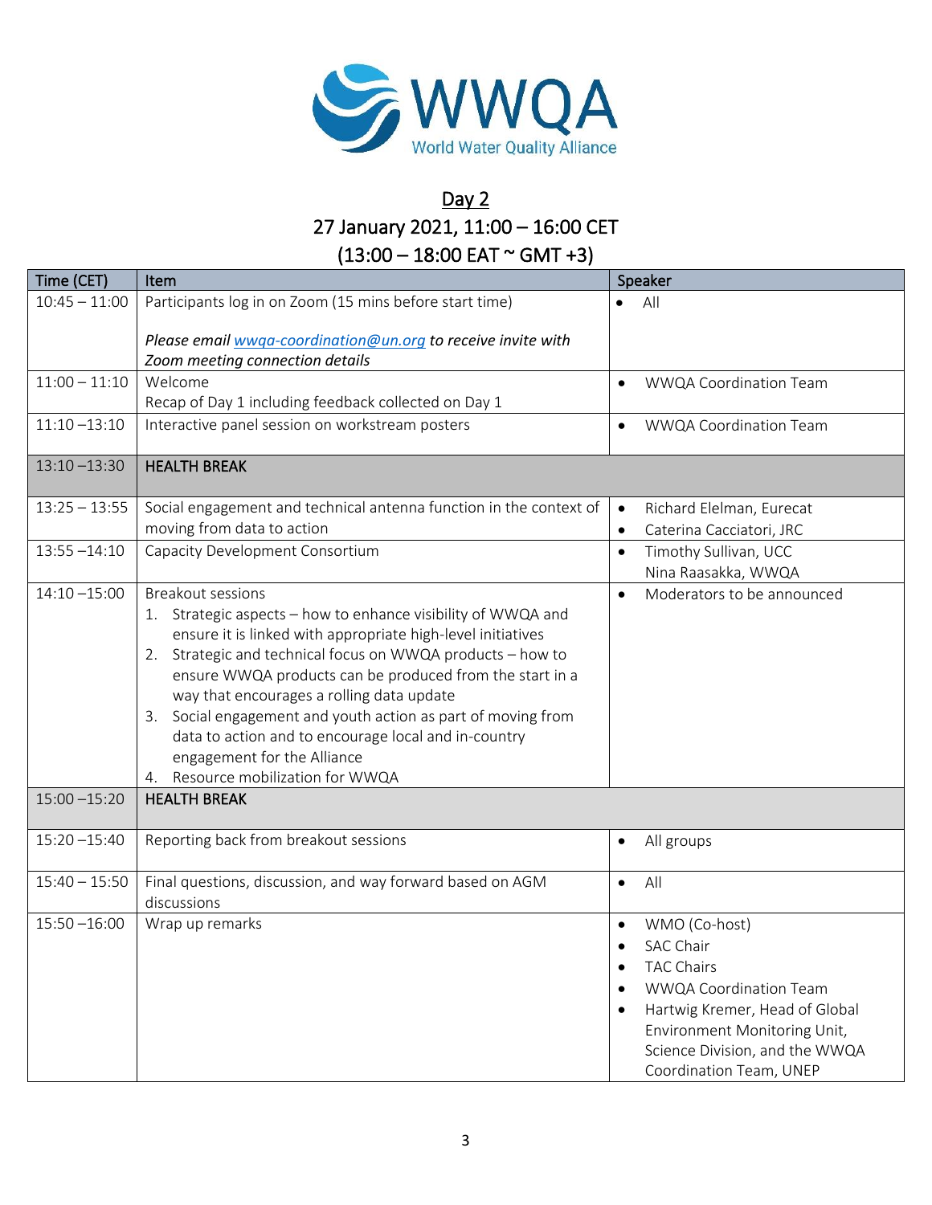WWQA
World Water Quality Alliance

## Day 2

## 27 January 2021, 11:00 – 16:00 CET

## (13:00 – 18:00 EAT ~ GMT +3)

| Time (CET) | Item | Speaker |
|---|---|---|
| 10:45 – 11:00 | Participants log in on Zoom (15 mins before start time)<br><br>*Please email wwqa-coordination@un.org to receive invite with Zoom meeting connection details* | • All |
| 11:00 – 11:10 | Welcome<br>Recap of Day 1 including feedback collected on Day 1 | • WWQA Coordination Team |
| 11:10 –13:10 | Interactive panel session on workstream posters | • WWQA Coordination Team |
| 13:10 –13:30 | **HEALTH BREAK** | |
| 13:25 – 13:55 | Social engagement and technical antenna function in the context of moving from data to action | • Richard Elelman, Eurecat<br>• Caterina Cacciatori, JRC |
| 13:55 –14:10 | Capacity Development Consortium | • Timothy Sullivan, UCC<br>Nina Raasakka, WWQA |
| 14:10 –15:00 | Breakout sessions<br>1. Strategic aspects – how to enhance visibility of WWQA and ensure it is linked with appropriate high-level initiatives<br>2. Strategic and technical focus on WWQA products – how to ensure WWQA products can be produced from the start in a way that encourages a rolling data update<br>3. Social engagement and youth action as part of moving from data to action and to encourage local and in-country engagement for the Alliance<br>4. Resource mobilization for WWQA | • Moderators to be announced |
| 15:00 –15:20 | **HEALTH BREAK** | |
| 15:20 –15:40 | Reporting back from breakout sessions | • All groups |
| 15:40 – 15:50 | Final questions, discussion, and way forward based on AGM discussions | • All |
| 15:50 –16:00 | Wrap up remarks | • WMO (Co-host)<br>• SAC Chair<br>• TAC Chairs<br>• WWQA Coordination Team<br>• Hartwig Kremer, Head of Global Environment Monitoring Unit, Science Division, and the WWQA Coordination Team, UNEP |